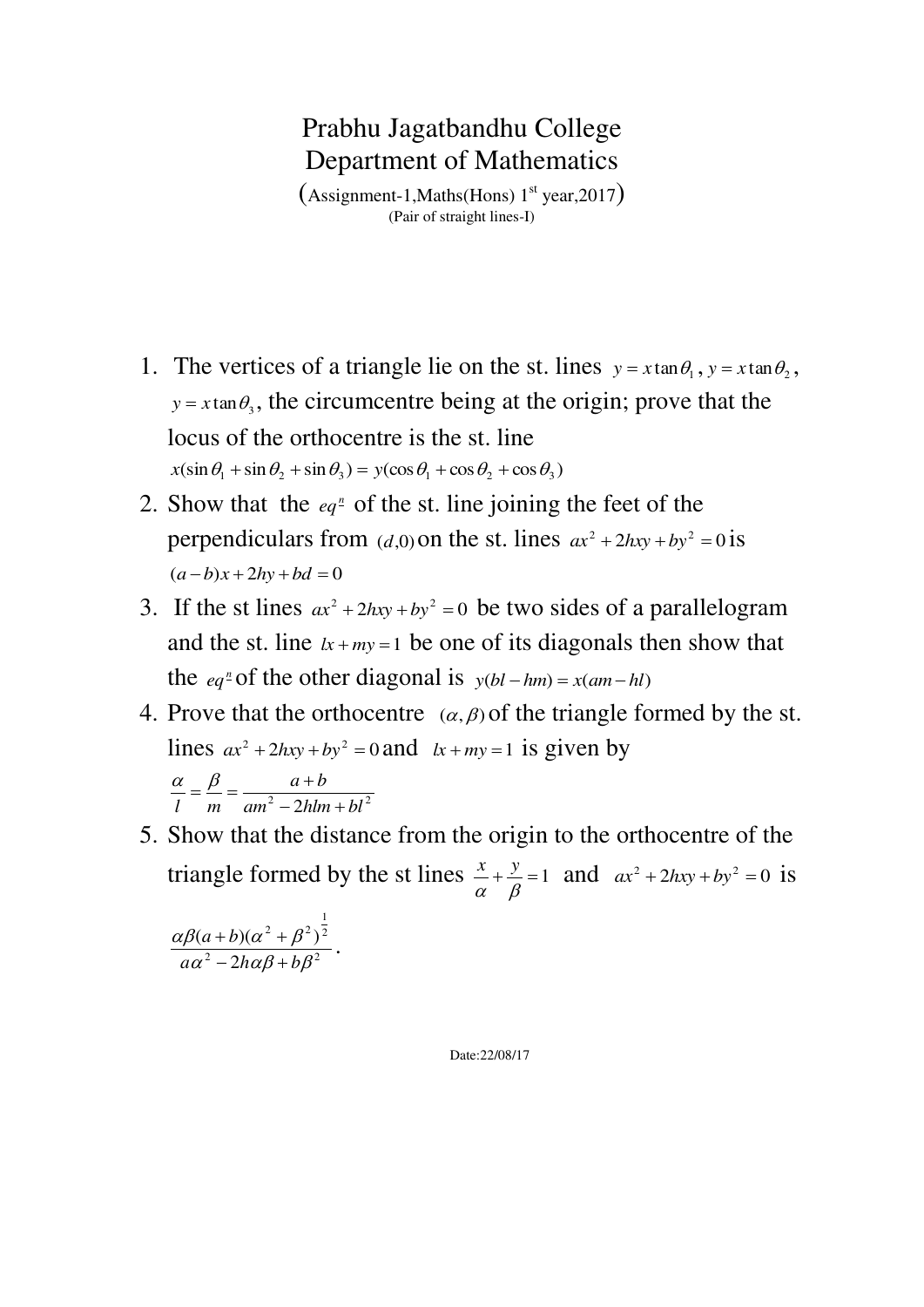# Prabhu Jagatbandhu College

## Department of Mathematics

(Assignment-1, Maths(Hons) 1st year, 2017)

(Pair of straight lines-I)

1. The vertices of a triangle lie on the st. lines $y = x\tan\theta_1$, $y = x\tan\theta_2$, $y = x\tan\theta_3$, the circumcentre being at the origin; prove that the locus of the orthocentre is the st. line $x(\sin\theta_1 + \sin\theta_2 + \sin\theta_3) = y(\cos\theta_1 + \cos\theta_2 + \cos\theta_3)$
2. Show that the $eq^{\underline{n}}$ of the st. line joining the feet of the perpendiculars from $(d,0)$ on the st. lines $ax^2 + 2hxy + by^2 = 0$ is $(a-b)x + 2hy + bd = 0$
3. If the st lines $ax^2 + 2hxy + by^2 = 0$ be two sides of a parallelogram and the st. line $lx + my = 1$ be one of its diagonals then show that the $eq^{\underline{n}}$ of the other diagonal is $y(bl - hm) = x(am - hl)$
4. Prove that the orthocentre $(\alpha, \beta)$ of the triangle formed by the st. lines $ax^2 + 2hxy + by^2 = 0$ and $lx + my = 1$ is given by $\dfrac{\alpha}{l} = \dfrac{\beta}{m} = \dfrac{a+b}{am^2 - 2hlm + bl^2}$
5. Show that the distance from the origin to the orthocentre of the triangle formed by the st lines $\dfrac{x}{\alpha} + \dfrac{y}{\beta} = 1$ and $ax^2 + 2hxy + by^2 = 0$ is $\dfrac{\alpha\beta(a+b)(\alpha^2+\beta^2)^{\frac{1}{2}}}{a\alpha^2 - 2h\alpha\beta + b\beta^2}$.

Date: 22/08/17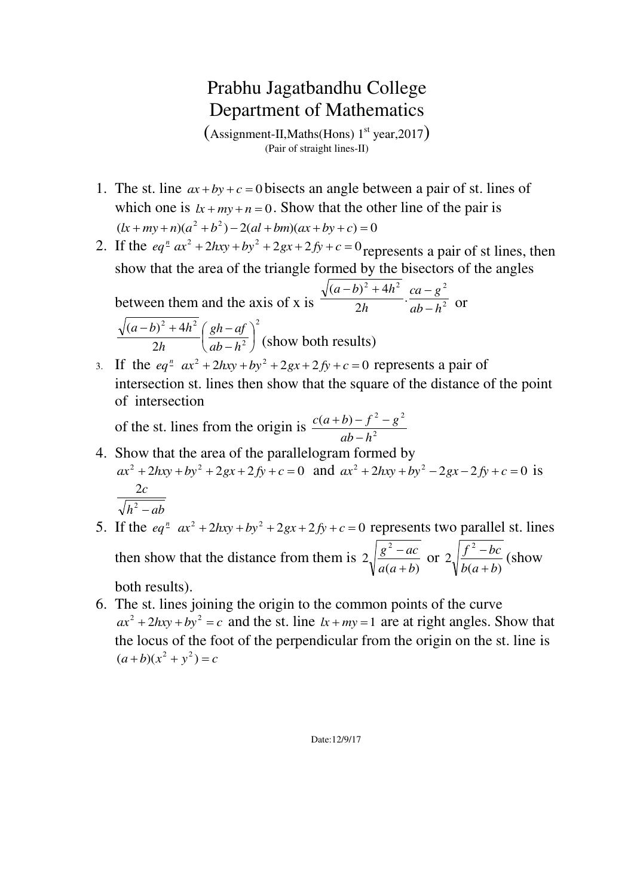# Prabhu Jagatbandhu College
# Department of Mathematics

(Assignment-II,Maths(Hons) 1st year,2017)

(Pair of straight lines-II)

1. The st. line $ax+by+c=0$ bisects an angle between a pair of st. lines of which one is $lx+my+n=0$. Show that the other line of the pair is $(lx+my+n)(a^2+b^2)-2(al+bm)(ax+by+c)=0$

2. If the $eq^{\underline{n}}$ $ax^2+2hxy+by^2+2gx+2fy+c=0$ represents a pair of st lines, then show that the area of the triangle formed by the bisectors of the angles between them and the axis of x is $\dfrac{\sqrt{(a-b)^2+4h^2}}{2h}.\dfrac{ca-g^2}{ab-h^2}$ or $\dfrac{\sqrt{(a-b)^2+4h^2}}{2h}\left(\dfrac{gh-af}{ab-h^2}\right)^2$ (show both results)

3. If the $eq^{\underline{n}}$ $ax^2+2hxy+by^2+2gx+2fy+c=0$ represents a pair of intersection st. lines then show that the square of the distance of the point of intersection of the st. lines from the origin is $\dfrac{c(a+b)-f^2-g^2}{ab-h^2}$

4. Show that the area of the parallelogram formed by $ax^2+2hxy+by^2+2gx+2fy+c=0$ and $ax^2+2hxy+by^2-2gx-2fy+c=0$ is $\dfrac{2c}{\sqrt{h^2-ab}}$

5. If the $eq^{\underline{n}}$ $ax^2+2hxy+by^2+2gx+2fy+c=0$ represents two parallel st. lines then show that the distance from them is $2\sqrt{\dfrac{g^2-ac}{a(a+b)}}$ or $2\sqrt{\dfrac{f^2-bc}{b(a+b)}}$ (show both results).

6. The st. lines joining the origin to the common points of the curve $ax^2+2hxy+by^2=c$ and the st. line $lx+my=1$ are at right angles. Show that the locus of the foot of the perpendicular from the origin on the st. line is $(a+b)(x^2+y^2)=c$

Date:12/9/17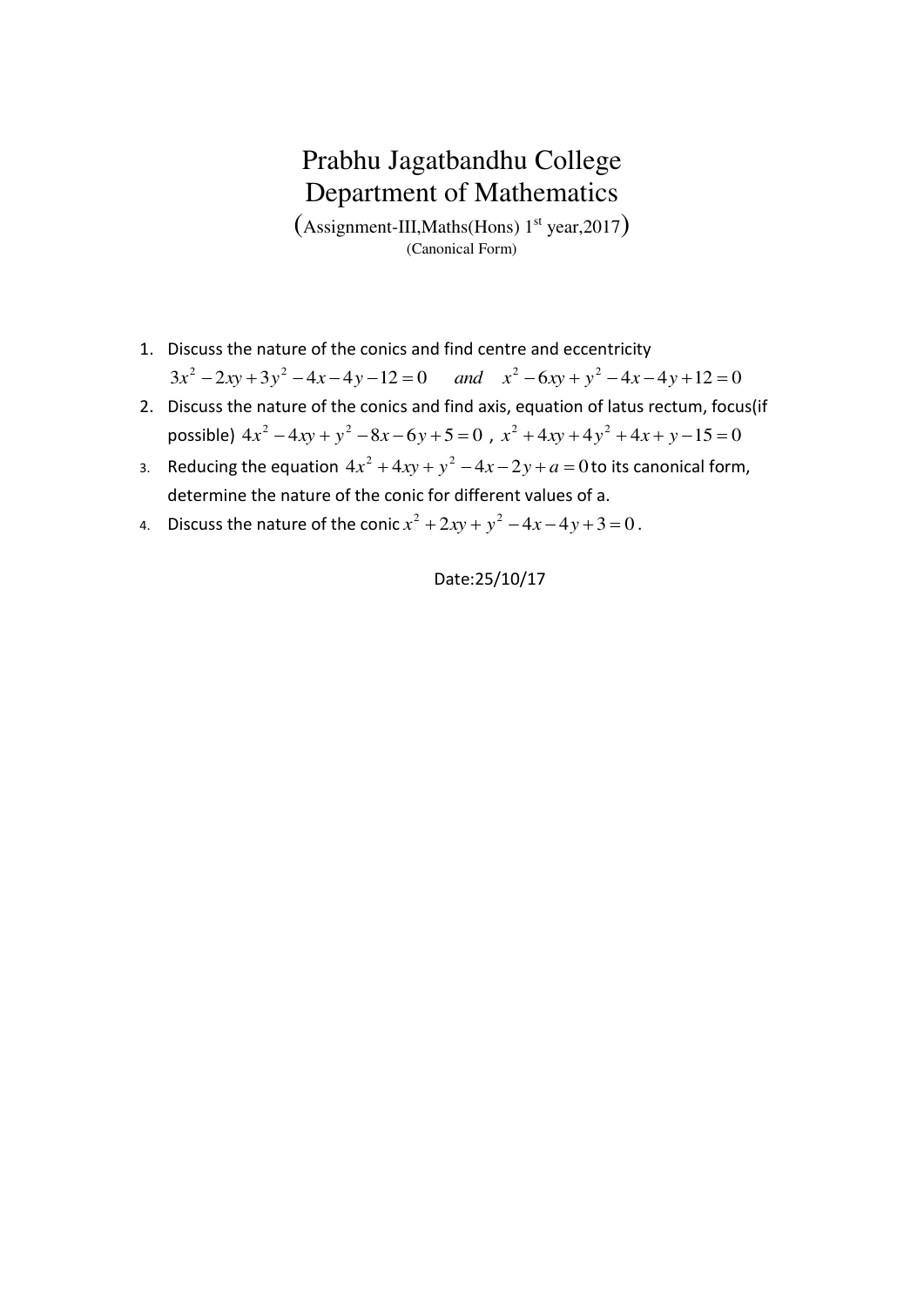# Prabhu Jagatbandhu College
# Department of Mathematics

(Assignment-III,Maths(Hons) 1st year,2017)

(Canonical Form)

1. Discuss the nature of the conics and find centre and eccentricity
   $3x^2 - 2xy + 3y^2 - 4x - 4y - 12 = 0 \quad and \quad x^2 - 6xy + y^2 - 4x - 4y + 12 = 0$
2. Discuss the nature of the conics and find axis, equation of latus rectum, focus(if possible) $4x^2 - 4xy + y^2 - 8x - 6y + 5 = 0$ , $x^2 + 4xy + 4y^2 + 4x + y - 15 = 0$
3. Reducing the equation $4x^2 + 4xy + y^2 - 4x - 2y + a = 0$ to its canonical form, determine the nature of the conic for different values of a.
4. Discuss the nature of the conic $x^2 + 2xy + y^2 - 4x - 4y + 3 = 0$ .

Date:25/10/17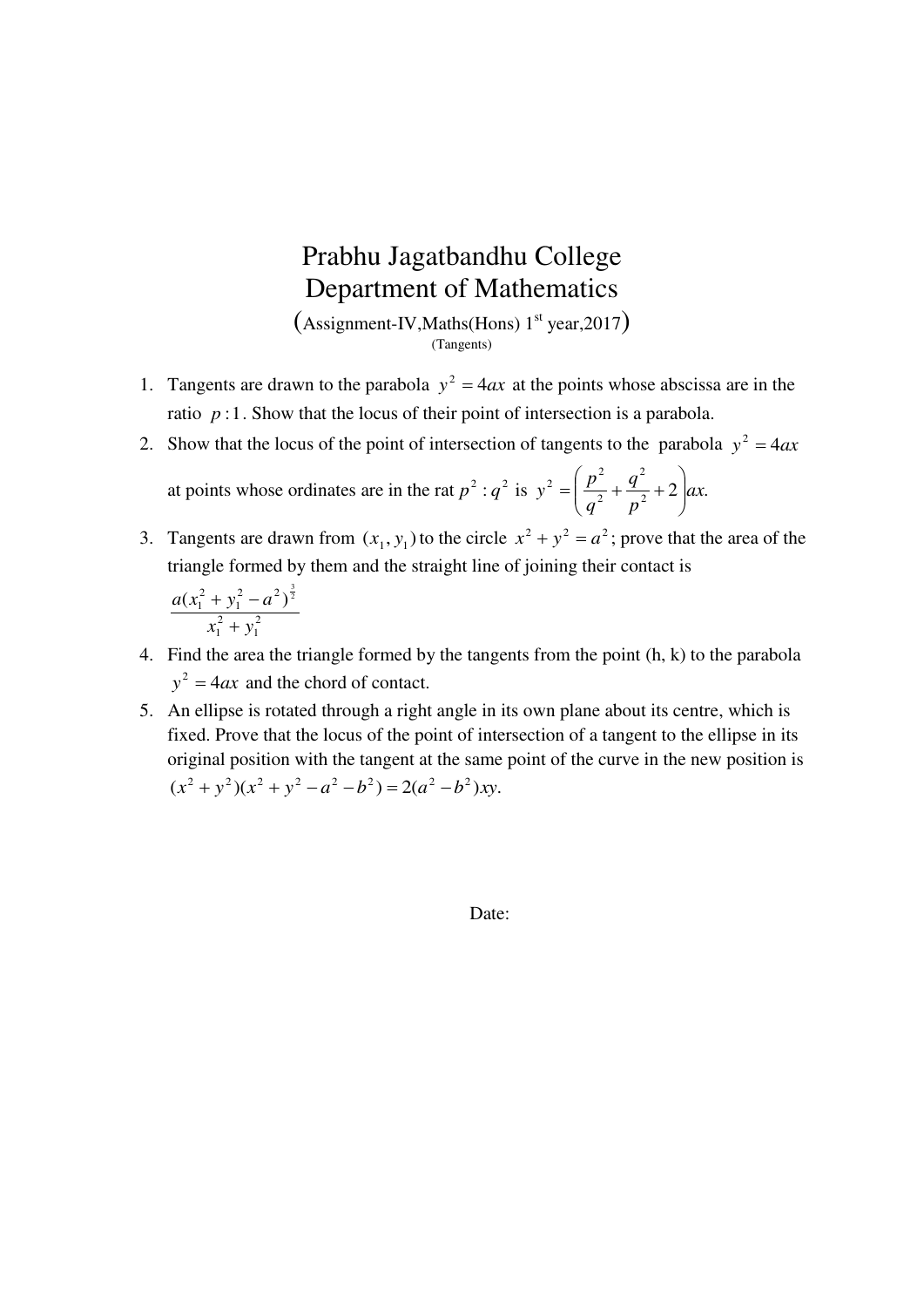# Prabhu Jagatbandhu College
# Department of Mathematics

(Assignment-IV,Maths(Hons) 1st year,2017)

(Tangents)

1. Tangents are drawn to the parabola $y^2 = 4ax$ at the points whose abscissa are in the ratio $p:1$. Show that the locus of their point of intersection is a parabola.
2. Show that the locus of the point of intersection of tangents to the parabola $y^2 = 4ax$ at points whose ordinates are in the rat $p^2 : q^2$ is $y^2 = \left(\frac{p^2}{q^2} + \frac{q^2}{p^2} + 2\right)ax.$
3. Tangents are drawn from $(x_1, y_1)$ to the circle $x^2 + y^2 = a^2$; prove that the area of the triangle formed by them and the straight line of joining their contact is $\dfrac{a(x_1^2 + y_1^2 - a^2)^{\frac{3}{2}}}{x_1^2 + y_1^2}$
4. Find the area the triangle formed by the tangents from the point (h, k) to the parabola $y^2 = 4ax$ and the chord of contact.
5. An ellipse is rotated through a right angle in its own plane about its centre, which is fixed. Prove that the locus of the point of intersection of a tangent to the ellipse in its original position with the tangent at the same point of the curve in the new position is $(x^2 + y^2)(x^2 + y^2 - a^2 - b^2) = 2(a^2 - b^2)xy.$

Date: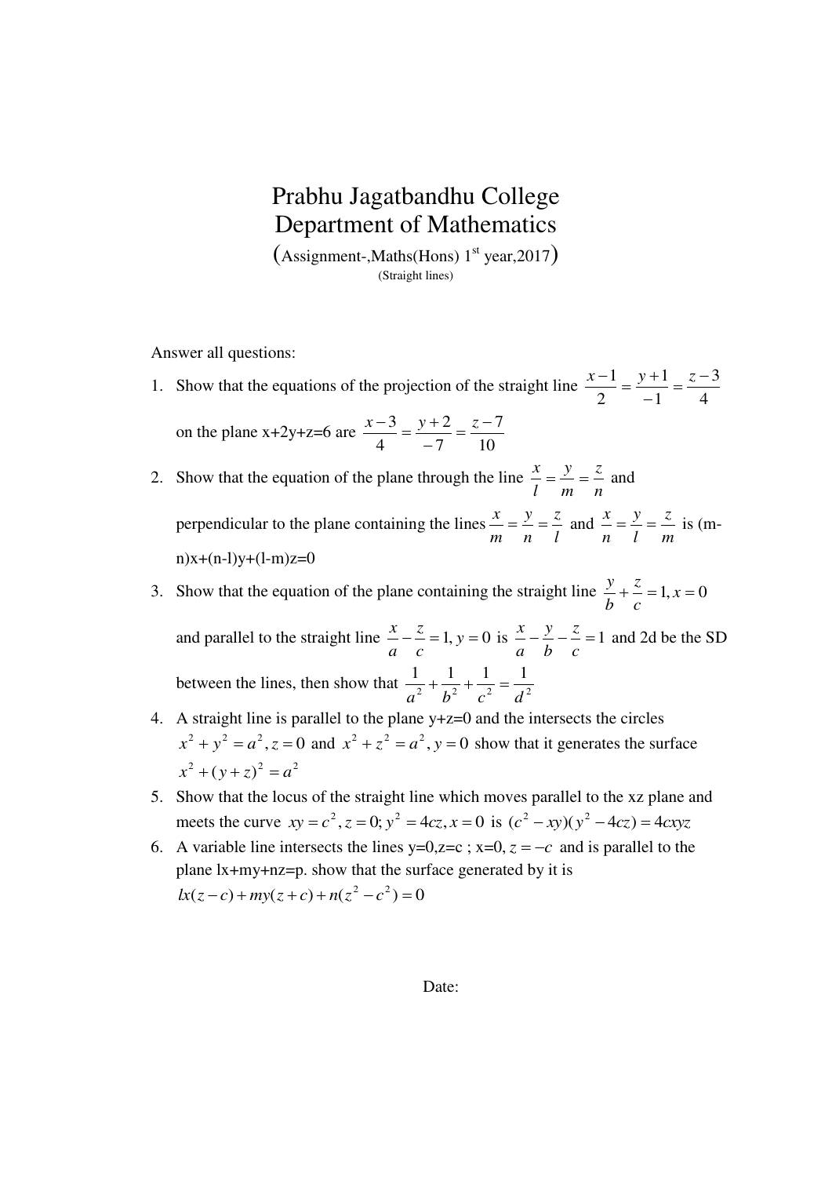# Prabhu Jagatbandhu College
# Department of Mathematics

(Assignment-,Maths(Hons) 1st year,2017)

(Straight lines)

Answer all questions:

1. Show that the equations of the projection of the straight line $\frac{x-1}{2} = \frac{y+1}{-1} = \frac{z-3}{4}$ on the plane x+2y+z=6 are $\frac{x-3}{4} = \frac{y+2}{-7} = \frac{z-7}{10}$
2. Show that the equation of the plane through the line $\frac{x}{l} = \frac{y}{m} = \frac{z}{n}$ and perpendicular to the plane containing the lines $\frac{x}{m} = \frac{y}{n} = \frac{z}{l}$ and $\frac{x}{n} = \frac{y}{l} = \frac{z}{m}$ is (m-n)x+(n-l)y+(l-m)z=0
3. Show that the equation of the plane containing the straight line $\frac{y}{b} + \frac{z}{c} = 1, x = 0$ and parallel to the straight line $\frac{x}{a} - \frac{z}{c} = 1, y = 0$ is $\frac{x}{a} - \frac{y}{b} - \frac{z}{c} = 1$ and 2d be the SD between the lines, then show that $\frac{1}{a^2} + \frac{1}{b^2} + \frac{1}{c^2} = \frac{1}{d^2}$
4. A straight line is parallel to the plane y+z=0 and the intersects the circles $x^2 + y^2 = a^2, z = 0$ and $x^2 + z^2 = a^2, y = 0$ show that it generates the surface $x^2 + (y+z)^2 = a^2$
5. Show that the locus of the straight line which moves parallel to the xz plane and meets the curve $xy = c^2, z = 0; y^2 = 4cz, x = 0$ is $(c^2 - xy)(y^2 - 4cz) = 4cxyz$
6. A variable line intersects the lines y=0,z=c ; x=0, $z = -c$ and is parallel to the plane lx+my+nz=p. show that the surface generated by it is $lx(z-c) + my(z+c) + n(z^2 - c^2) = 0$

Date: